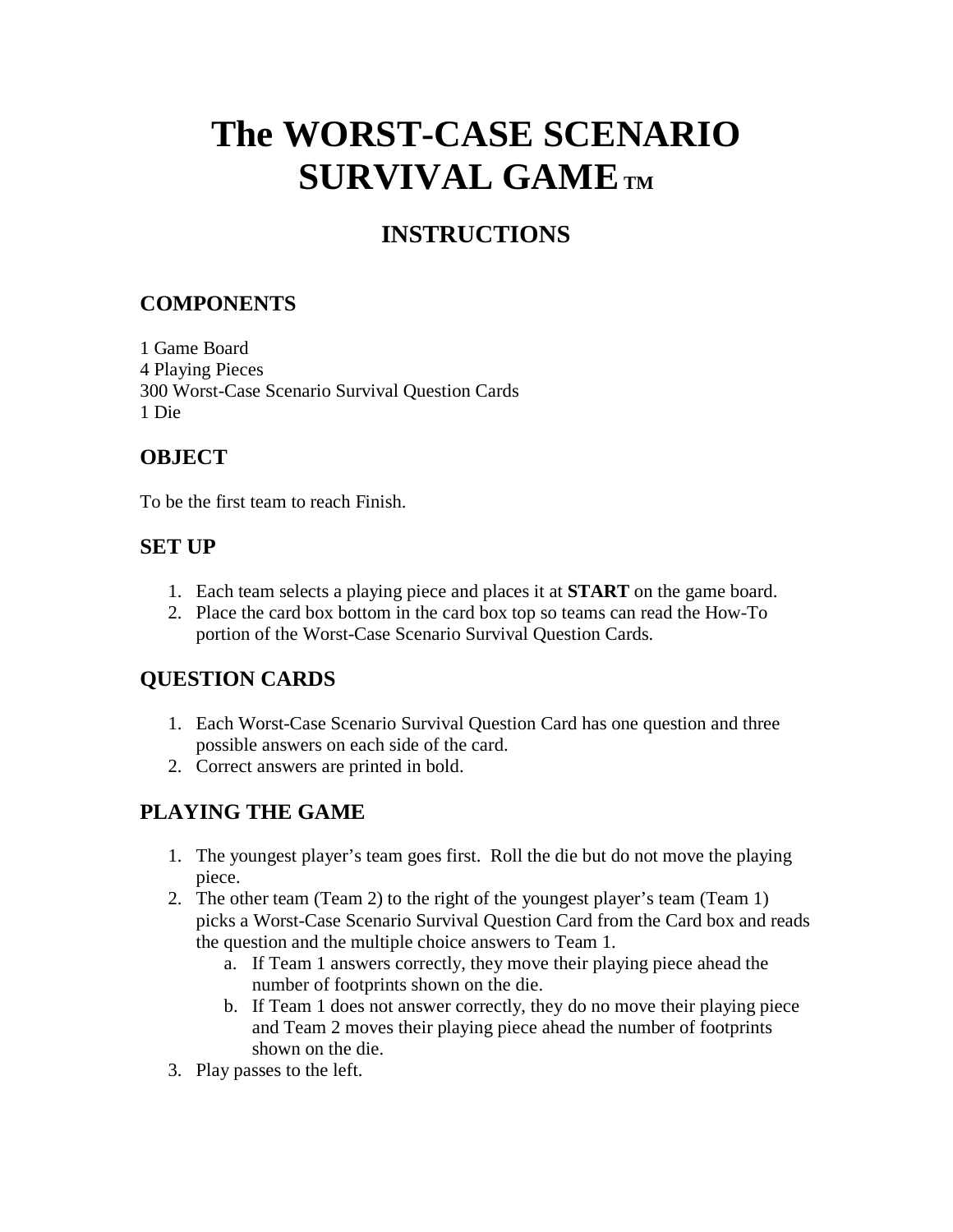# The WORST-CASE SCENARIO SURVIVAL GAME™

## INSTRUCTIONS

### COMPONENTS

1 Game Board
4 Playing Pieces
300 Worst-Case Scenario Survival Question Cards
1 Die

### OBJECT

To be the first team to reach Finish.

### SET UP

1. Each team selects a playing piece and places it at **START** on the game board.
2. Place the card box bottom in the card box top so teams can read the How-To portion of the Worst-Case Scenario Survival Question Cards.

### QUESTION CARDS

1. Each Worst-Case Scenario Survival Question Card has one question and three possible answers on each side of the card.
2. Correct answers are printed in bold.

### PLAYING THE GAME

1. The youngest player's team goes first. Roll the die but do not move the playing piece.
2. The other team (Team 2) to the right of the youngest player's team (Team 1) picks a Worst-Case Scenario Survival Question Card from the Card box and reads the question and the multiple choice answers to Team 1.
   a. If Team 1 answers correctly, they move their playing piece ahead the number of footprints shown on the die.
   b. If Team 1 does not answer correctly, they do no move their playing piece and Team 2 moves their playing piece ahead the number of footprints shown on the die.
3. Play passes to the left.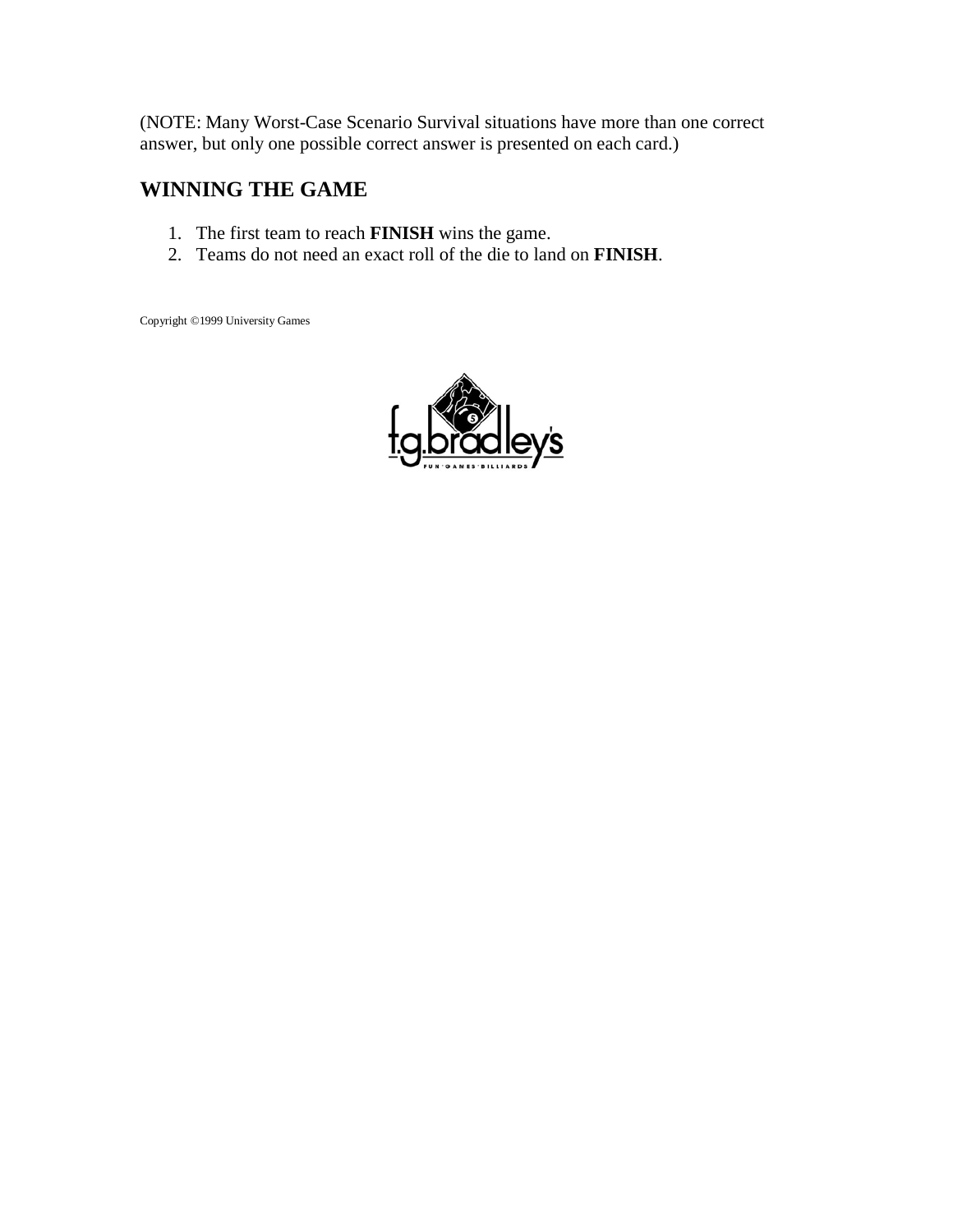(NOTE: Many Worst-Case Scenario Survival situations have more than one correct answer, but only one possible correct answer is presented on each card.)

## WINNING THE GAME

1. The first team to reach **FINISH** wins the game.
2. Teams do not need an exact roll of the die to land on **FINISH**.

Copyright ©1999 University Games

f.g.bradley's

FUN · GAMES · BILLIARDS